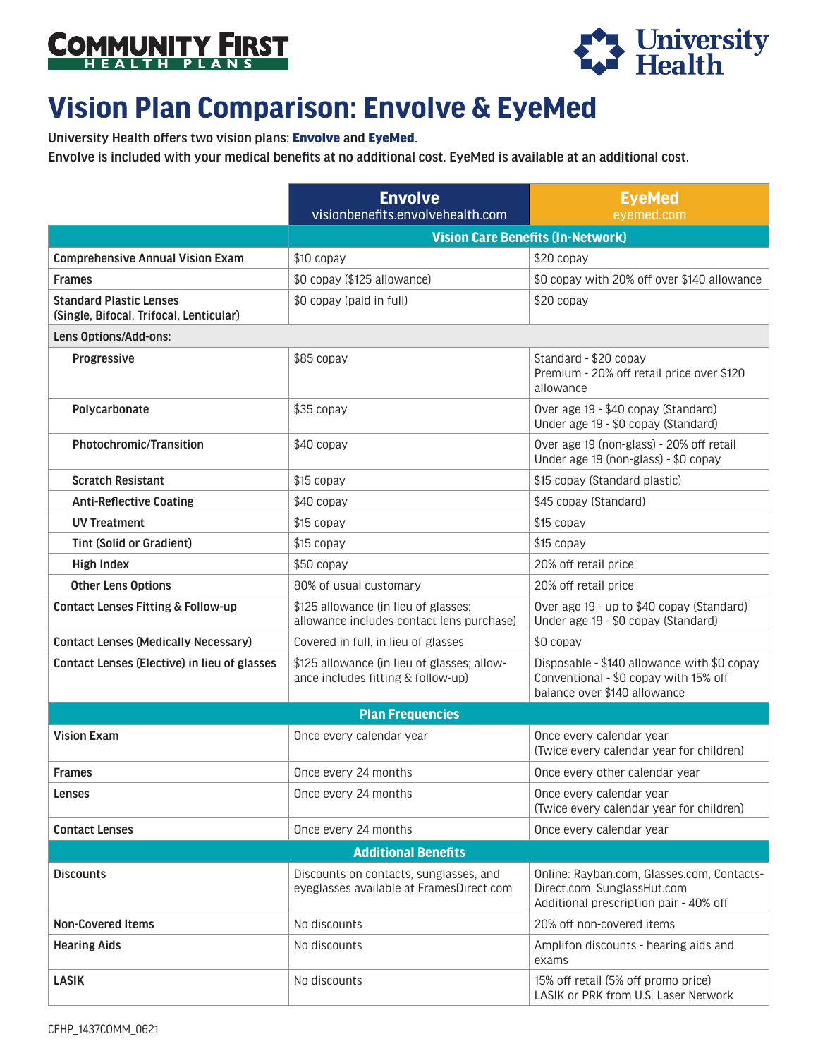COMMUNITY FIRST HEALTH PLANS

University Health

# Vision Plan Comparison: Envolve & EyeMed

University Health offers two vision plans: **Envolve** and **EyeMed**.
Envolve is included with your medical benefits at no additional cost. EyeMed is available at an additional cost.

| | **Envolve** visionbenefits.envolvehealth.com | **EyeMed** eyemed.com |
|---|---|---|
| | **Vision Care Benefits (In-Network)** | |
| **Comprehensive Annual Vision Exam** | $10 copay | $20 copay |
| **Frames** | $0 copay ($125 allowance) | $0 copay with 20% off over $140 allowance |
| **Standard Plastic Lenses (Single, Bifocal, Trifocal, Lenticular)** | $0 copay (paid in full) | $20 copay |
| **Lens Options/Add-ons:** | | |
| **Progressive** | $85 copay | Standard - $20 copay<br>Premium - 20% off retail price over $120 allowance |
| **Polycarbonate** | $35 copay | Over age 19 - $40 copay (Standard)<br>Under age 19 - $0 copay (Standard) |
| **Photochromic/Transition** | $40 copay | Over age 19 (non-glass) - 20% off retail<br>Under age 19 (non-glass) - $0 copay |
| **Scratch Resistant** | $15 copay | $15 copay (Standard plastic) |
| **Anti-Reflective Coating** | $40 copay | $45 copay (Standard) |
| **UV Treatment** | $15 copay | $15 copay |
| **Tint (Solid or Gradient)** | $15 copay | $15 copay |
| **High Index** | $50 copay | 20% off retail price |
| **Other Lens Options** | 80% of usual customary | 20% off retail price |
| **Contact Lenses Fitting & Follow-up** | $125 allowance (in lieu of glasses; allowance includes contact lens purchase) | Over age 19 - up to $40 copay (Standard)<br>Under age 19 - $0 copay (Standard) |
| **Contact Lenses (Medically Necessary)** | Covered in full, in lieu of glasses | $0 copay |
| **Contact Lenses (Elective) in lieu of glasses** | $125 allowance (in lieu of glasses; allowance includes fitting & follow-up) | Disposable - $140 allowance with $0 copay<br>Conventional - $0 copay with 15% off balance over $140 allowance |
| | **Plan Frequencies** | |
| **Vision Exam** | Once every calendar year | Once every calendar year (Twice every calendar year for children) |
| **Frames** | Once every 24 months | Once every other calendar year |
| **Lenses** | Once every 24 months | Once every calendar year (Twice every calendar year for children) |
| **Contact Lenses** | Once every 24 months | Once every calendar year |
| | **Additional Benefits** | |
| **Discounts** | Discounts on contacts, sunglasses, and eyeglasses available at FramesDirect.com | Online: Rayban.com, Glasses.com, Contacts-Direct.com, SunglassHut.com<br>Additional prescription pair - 40% off |
| **Non-Covered Items** | No discounts | 20% off non-covered items |
| **Hearing Aids** | No discounts | Amplifon discounts - hearing aids and exams |
| **LASIK** | No discounts | 15% off retail (5% off promo price)<br>LASIK or PRK from U.S. Laser Network |

CFHP_1437COMM_0621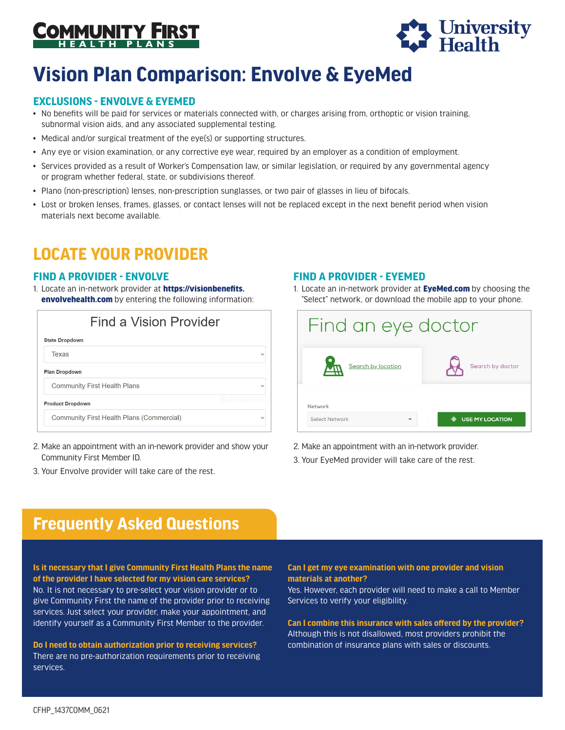# Vision Plan Comparison: Envolve & EyeMed

## EXCLUSIONS - ENVOLVE & EYEMED

- No benefits will be paid for services or materials connected with, or charges arising from, orthoptic or vision training, subnormal vision aids, and any associated supplemental testing.
- Medical and/or surgical treatment of the eye(s) or supporting structures.
- Any eye or vision examination, or any corrective eye wear, required by an employer as a condition of employment.
- Services provided as a result of Worker's Compensation law, or similar legislation, or required by any governmental agency or program whether federal, state, or subdivisions thereof.
- Plano (non-prescription) lenses, non-prescription sunglasses, or two pair of glasses in lieu of bifocals.
- Lost or broken lenses, frames, glasses, or contact lenses will not be replaced except in the next benefit period when vision materials next become available.

## LOCATE YOUR PROVIDER

### FIND A PROVIDER - ENVOLVE

1. Locate an in-network provider at **https://visionbenefits.envolvehealth.com** by entering the following information:

Find a Vision Provider

State Dropdown: Texas

Plan Dropdown: Community First Health Plans

Product Dropdown: Community First Health Plans (Commercial)

2. Make an appointment with an in-nework provider and show your Community First Member ID.
3. Your Envolve provider will take care of the rest.

### FIND A PROVIDER - EYEMED

1. Locate an in-network provider at **EyeMed.com** by choosing the "Select" network, or download the mobile app to your phone.

Find an eye doctor

Search by location | Search by doctor

Network: Select Network

USE MY LOCATION

2. Make an appointment with an in-network provider.
3. Your EyeMed provider will take care of the rest.

## Frequently Asked Questions

**Is it necessary that I give Community First Health Plans the name of the provider I have selected for my vision care services?**
No. It is not necessary to pre-select your vision provider or to give Community First the name of the provider prior to receiving services. Just select your provider, make your appointment, and identify yourself as a Community First Member to the provider.

**Do I need to obtain authorization prior to receiving services?**
There are no pre-authorization requirements prior to receiving services.

**Can I get my eye examination with one provider and vision materials at another?**
Yes. However, each provider will need to make a call to Member Services to verify your eligibility.

**Can I combine this insurance with sales offered by the provider?**
Although this is not disallowed, most providers prohibit the combination of insurance plans with sales or discounts.

CFHP_1437COMM_0621